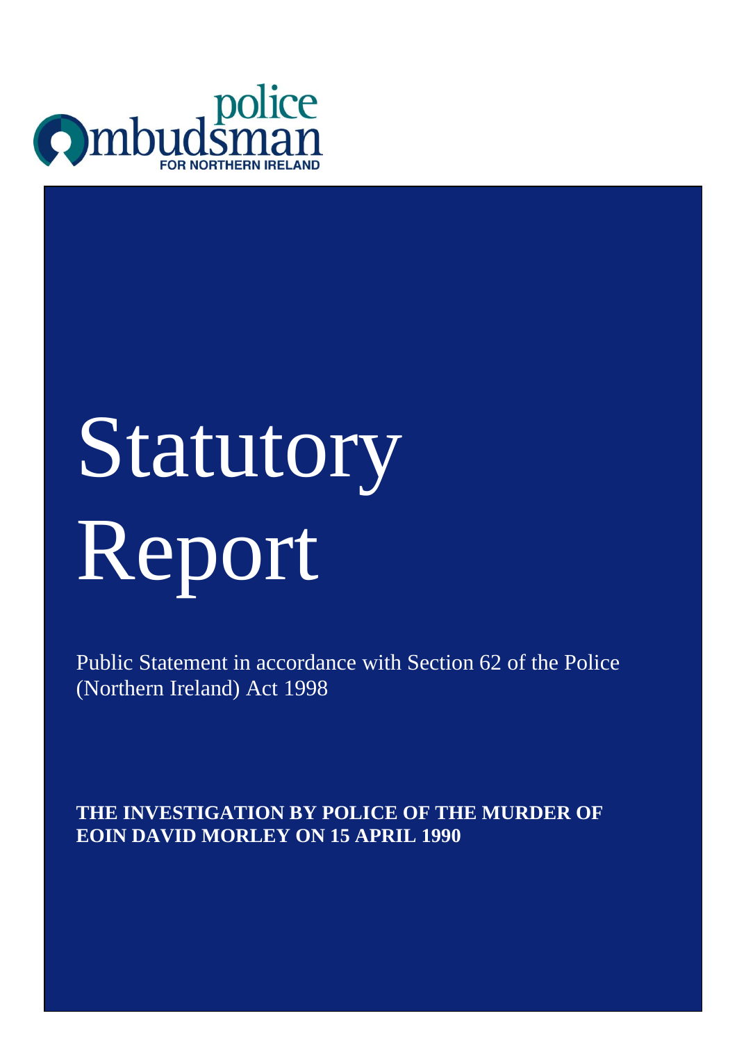police Ombudsman FOR NORTHERN IRELAND

# Statutory Report

Public Statement in accordance with Section 62 of the Police (Northern Ireland) Act 1998

**THE INVESTIGATION BY POLICE OF THE MURDER OF EOIN DAVID MORLEY ON 15 APRIL 1990**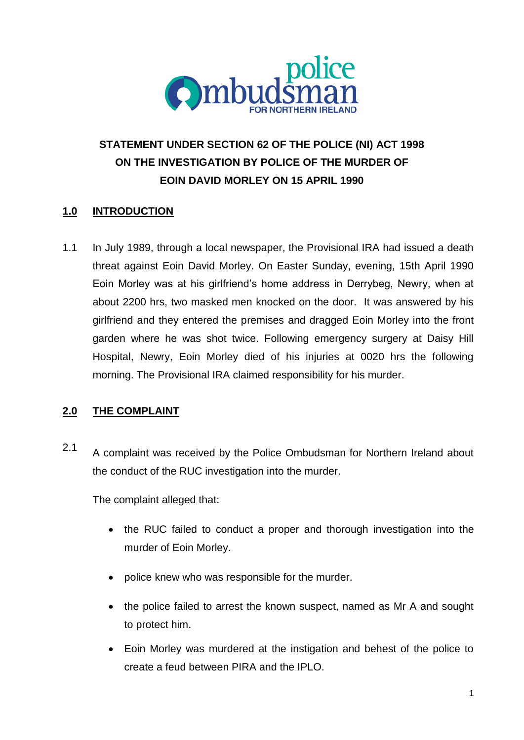**STATEMENT UNDER SECTION 62 OF THE POLICE (NI) ACT 1998 ON THE INVESTIGATION BY POLICE OF THE MURDER OF EOIN DAVID MORLEY ON 15 APRIL 1990**

## 1.0 INTRODUCTION

1.1 In July 1989, through a local newspaper, the Provisional IRA had issued a death threat against Eoin David Morley. On Easter Sunday, evening, 15th April 1990 Eoin Morley was at his girlfriend's home address in Derrybeg, Newry, when at about 2200 hrs, two masked men knocked on the door. It was answered by his girlfriend and they entered the premises and dragged Eoin Morley into the front garden where he was shot twice. Following emergency surgery at Daisy Hill Hospital, Newry, Eoin Morley died of his injuries at 0020 hrs the following morning. The Provisional IRA claimed responsibility for his murder.

## 2.0 THE COMPLAINT

2.1 A complaint was received by the Police Ombudsman for Northern Ireland about the conduct of the RUC investigation into the murder.

The complaint alleged that:

- the RUC failed to conduct a proper and thorough investigation into the murder of Eoin Morley.
- police knew who was responsible for the murder.
- the police failed to arrest the known suspect, named as Mr A and sought to protect him.
- Eoin Morley was murdered at the instigation and behest of the police to create a feud between PIRA and the IPLO.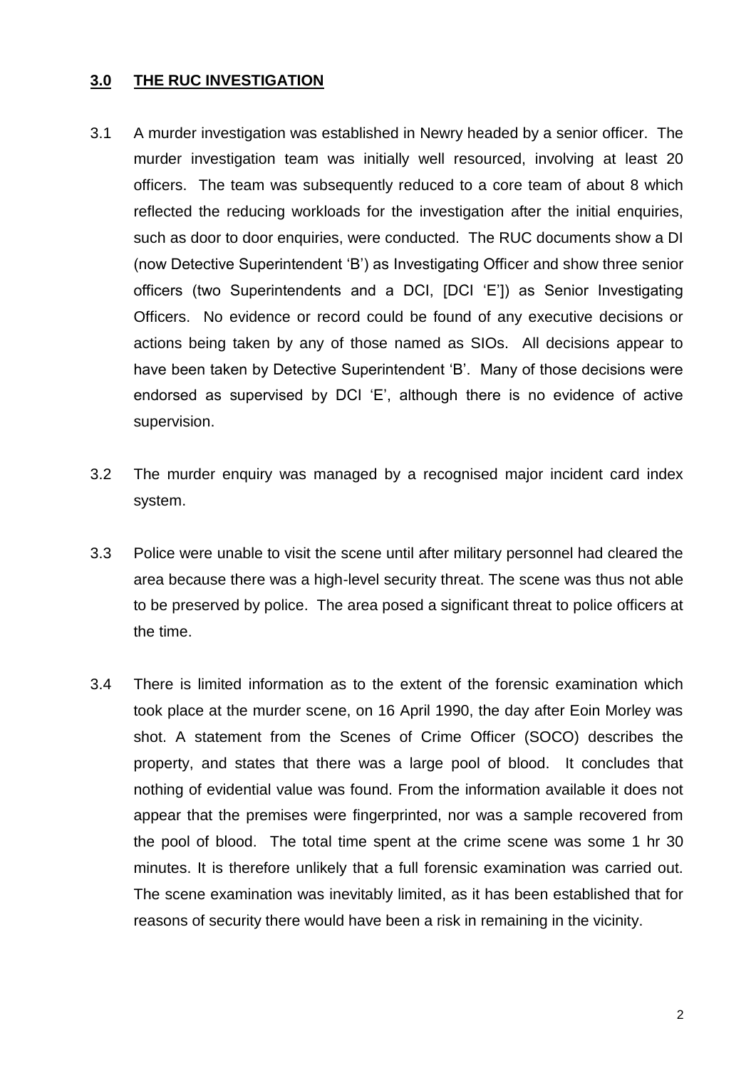## **3.0 THE RUC INVESTIGATION**

3.1 A murder investigation was established in Newry headed by a senior officer. The murder investigation team was initially well resourced, involving at least 20 officers. The team was subsequently reduced to a core team of about 8 which reflected the reducing workloads for the investigation after the initial enquiries, such as door to door enquiries, were conducted. The RUC documents show a DI (now Detective Superintendent 'B') as Investigating Officer and show three senior officers (two Superintendents and a DCI, [DCI 'E']) as Senior Investigating Officers. No evidence or record could be found of any executive decisions or actions being taken by any of those named as SIOs. All decisions appear to have been taken by Detective Superintendent 'B'. Many of those decisions were endorsed as supervised by DCI 'E', although there is no evidence of active supervision.

3.2 The murder enquiry was managed by a recognised major incident card index system.

3.3 Police were unable to visit the scene until after military personnel had cleared the area because there was a high-level security threat. The scene was thus not able to be preserved by police. The area posed a significant threat to police officers at the time.

3.4 There is limited information as to the extent of the forensic examination which took place at the murder scene, on 16 April 1990, the day after Eoin Morley was shot. A statement from the Scenes of Crime Officer (SOCO) describes the property, and states that there was a large pool of blood. It concludes that nothing of evidential value was found. From the information available it does not appear that the premises were fingerprinted, nor was a sample recovered from the pool of blood. The total time spent at the crime scene was some 1 hr 30 minutes. It is therefore unlikely that a full forensic examination was carried out. The scene examination was inevitably limited, as it has been established that for reasons of security there would have been a risk in remaining in the vicinity.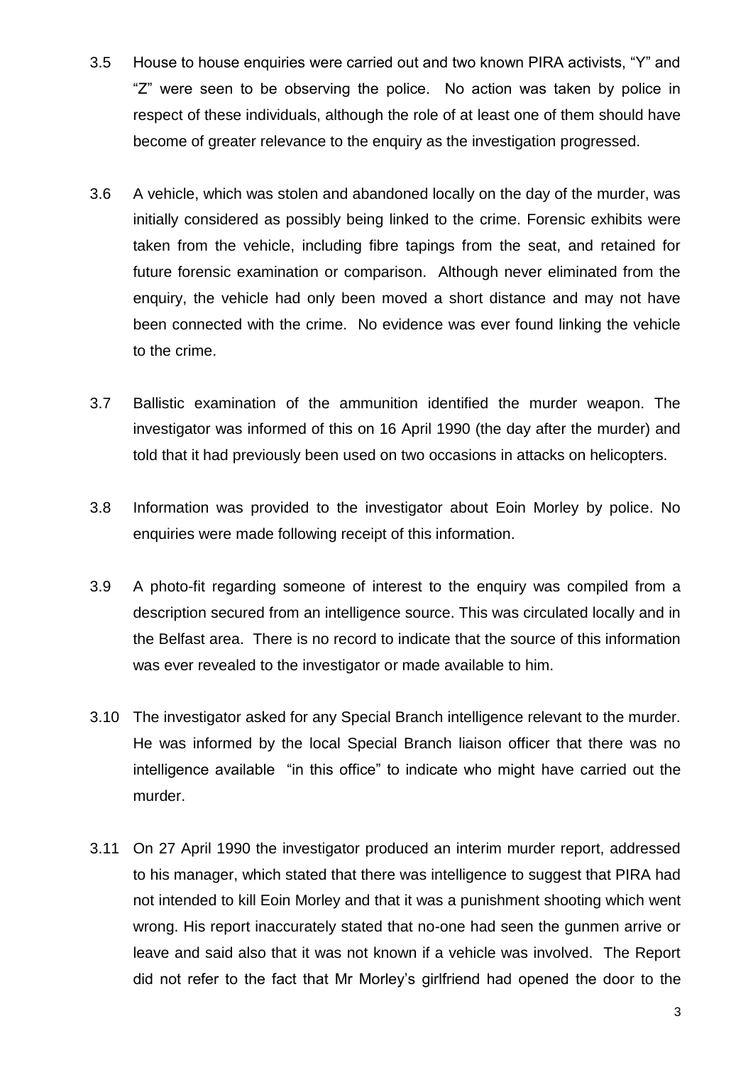3.5 House to house enquiries were carried out and two known PIRA activists, "Y" and "Z" were seen to be observing the police. No action was taken by police in respect of these individuals, although the role of at least one of them should have become of greater relevance to the enquiry as the investigation progressed.

3.6 A vehicle, which was stolen and abandoned locally on the day of the murder, was initially considered as possibly being linked to the crime. Forensic exhibits were taken from the vehicle, including fibre tapings from the seat, and retained for future forensic examination or comparison. Although never eliminated from the enquiry, the vehicle had only been moved a short distance and may not have been connected with the crime. No evidence was ever found linking the vehicle to the crime.

3.7 Ballistic examination of the ammunition identified the murder weapon. The investigator was informed of this on 16 April 1990 (the day after the murder) and told that it had previously been used on two occasions in attacks on helicopters.

3.8 Information was provided to the investigator about Eoin Morley by police. No enquiries were made following receipt of this information.

3.9 A photo-fit regarding someone of interest to the enquiry was compiled from a description secured from an intelligence source. This was circulated locally and in the Belfast area. There is no record to indicate that the source of this information was ever revealed to the investigator or made available to him.

3.10 The investigator asked for any Special Branch intelligence relevant to the murder. He was informed by the local Special Branch liaison officer that there was no intelligence available "in this office" to indicate who might have carried out the murder.

3.11 On 27 April 1990 the investigator produced an interim murder report, addressed to his manager, which stated that there was intelligence to suggest that PIRA had not intended to kill Eoin Morley and that it was a punishment shooting which went wrong. His report inaccurately stated that no-one had seen the gunmen arrive or leave and said also that it was not known if a vehicle was involved. The Report did not refer to the fact that Mr Morley's girlfriend had opened the door to the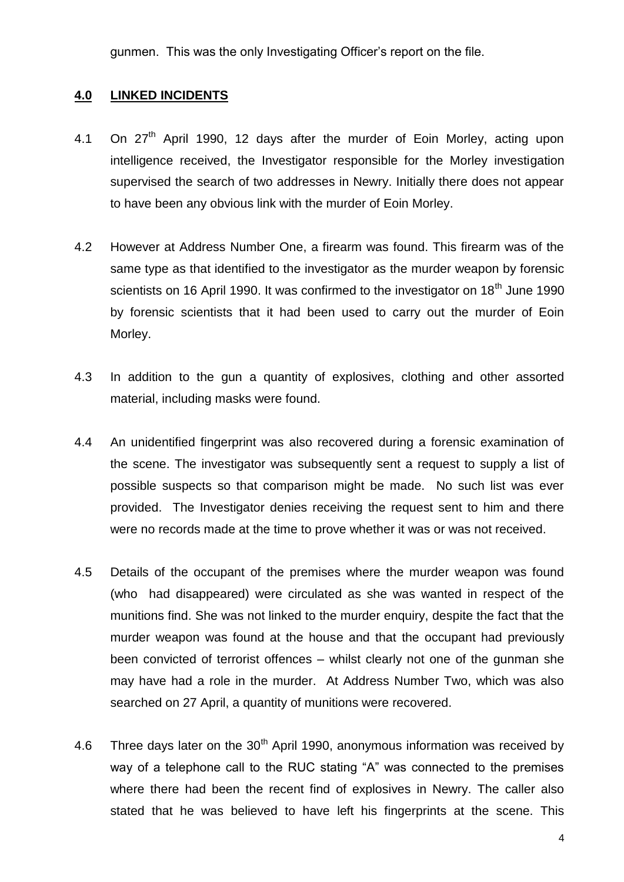gunmen. This was the only Investigating Officer's report on the file.

## 4.0 LINKED INCIDENTS

4.1 On 27th April 1990, 12 days after the murder of Eoin Morley, acting upon intelligence received, the Investigator responsible for the Morley investigation supervised the search of two addresses in Newry. Initially there does not appear to have been any obvious link with the murder of Eoin Morley.

4.2 However at Address Number One, a firearm was found. This firearm was of the same type as that identified to the investigator as the murder weapon by forensic scientists on 16 April 1990. It was confirmed to the investigator on 18th June 1990 by forensic scientists that it had been used to carry out the murder of Eoin Morley.

4.3 In addition to the gun a quantity of explosives, clothing and other assorted material, including masks were found.

4.4 An unidentified fingerprint was also recovered during a forensic examination of the scene. The investigator was subsequently sent a request to supply a list of possible suspects so that comparison might be made. No such list was ever provided. The Investigator denies receiving the request sent to him and there were no records made at the time to prove whether it was or was not received.

4.5 Details of the occupant of the premises where the murder weapon was found (who had disappeared) were circulated as she was wanted in respect of the munitions find. She was not linked to the murder enquiry, despite the fact that the murder weapon was found at the house and that the occupant had previously been convicted of terrorist offences – whilst clearly not one of the gunman she may have had a role in the murder. At Address Number Two, which was also searched on 27 April, a quantity of munitions were recovered.

4.6 Three days later on the 30th April 1990, anonymous information was received by way of a telephone call to the RUC stating "A" was connected to the premises where there had been the recent find of explosives in Newry. The caller also stated that he was believed to have left his fingerprints at the scene. This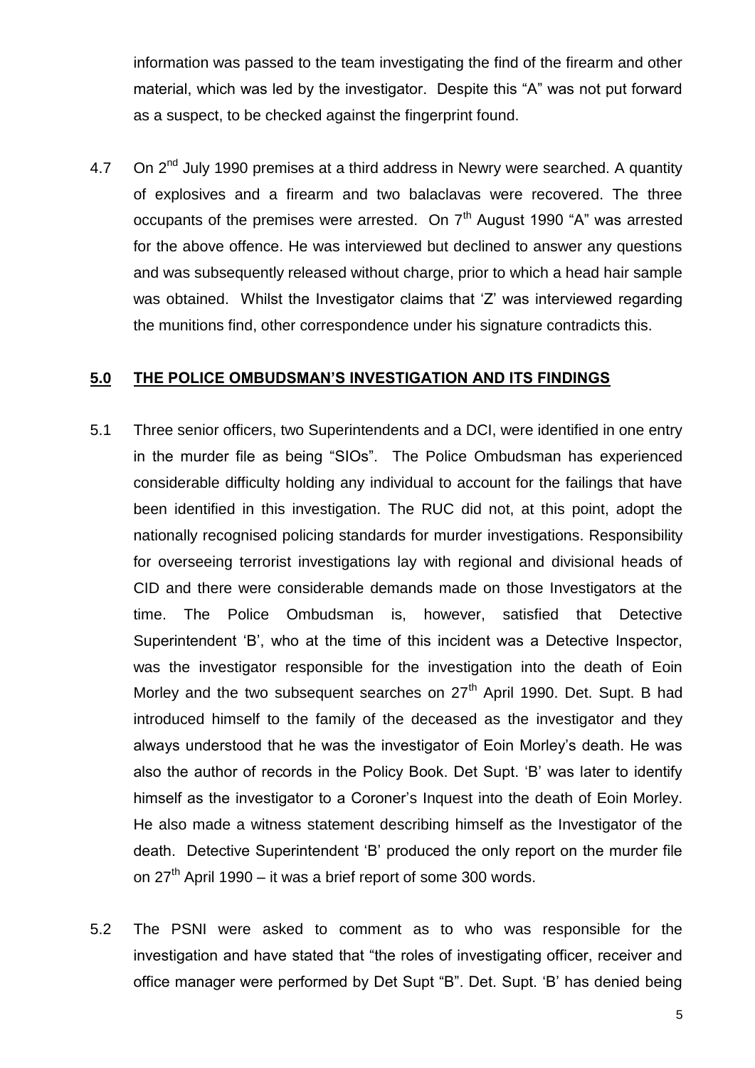information was passed to the team investigating the find of the firearm and other material, which was led by the investigator. Despite this "A" was not put forward as a suspect, to be checked against the fingerprint found.

4.7 On 2nd July 1990 premises at a third address in Newry were searched. A quantity of explosives and a firearm and two balaclavas were recovered. The three occupants of the premises were arrested. On 7th August 1990 "A" was arrested for the above offence. He was interviewed but declined to answer any questions and was subsequently released without charge, prior to which a head hair sample was obtained. Whilst the Investigator claims that 'Z' was interviewed regarding the munitions find, other correspondence under his signature contradicts this.

## 5.0 THE POLICE OMBUDSMAN'S INVESTIGATION AND ITS FINDINGS

5.1 Three senior officers, two Superintendents and a DCI, were identified in one entry in the murder file as being "SIOs". The Police Ombudsman has experienced considerable difficulty holding any individual to account for the failings that have been identified in this investigation. The RUC did not, at this point, adopt the nationally recognised policing standards for murder investigations. Responsibility for overseeing terrorist investigations lay with regional and divisional heads of CID and there were considerable demands made on those Investigators at the time. The Police Ombudsman is, however, satisfied that Detective Superintendent 'B', who at the time of this incident was a Detective Inspector, was the investigator responsible for the investigation into the death of Eoin Morley and the two subsequent searches on 27th April 1990. Det. Supt. B had introduced himself to the family of the deceased as the investigator and they always understood that he was the investigator of Eoin Morley's death. He was also the author of records in the Policy Book. Det Supt. 'B' was later to identify himself as the investigator to a Coroner's Inquest into the death of Eoin Morley. He also made a witness statement describing himself as the Investigator of the death. Detective Superintendent 'B' produced the only report on the murder file on 27th April 1990 – it was a brief report of some 300 words.

5.2 The PSNI were asked to comment as to who was responsible for the investigation and have stated that "the roles of investigating officer, receiver and office manager were performed by Det Supt "B". Det. Supt. 'B' has denied being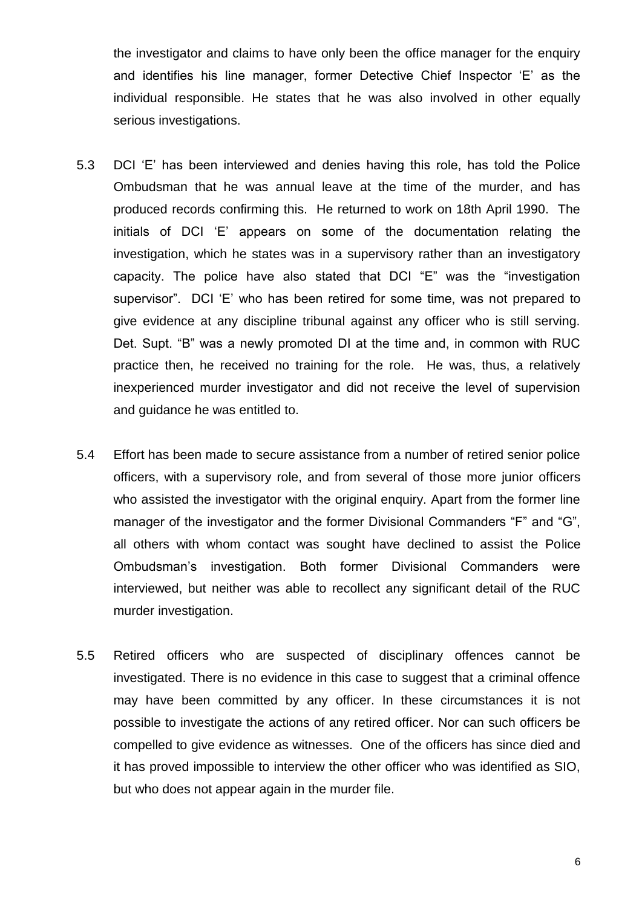the investigator and claims to have only been the office manager for the enquiry and identifies his line manager, former Detective Chief Inspector 'E' as the individual responsible. He states that he was also involved in other equally serious investigations.

5.3 DCI 'E' has been interviewed and denies having this role, has told the Police Ombudsman that he was annual leave at the time of the murder, and has produced records confirming this. He returned to work on 18th April 1990. The initials of DCI 'E' appears on some of the documentation relating the investigation, which he states was in a supervisory rather than an investigatory capacity. The police have also stated that DCI "E" was the "investigation supervisor". DCI 'E' who has been retired for some time, was not prepared to give evidence at any discipline tribunal against any officer who is still serving. Det. Supt. "B" was a newly promoted DI at the time and, in common with RUC practice then, he received no training for the role. He was, thus, a relatively inexperienced murder investigator and did not receive the level of supervision and guidance he was entitled to.

5.4 Effort has been made to secure assistance from a number of retired senior police officers, with a supervisory role, and from several of those more junior officers who assisted the investigator with the original enquiry. Apart from the former line manager of the investigator and the former Divisional Commanders "F" and "G", all others with whom contact was sought have declined to assist the Police Ombudsman's investigation. Both former Divisional Commanders were interviewed, but neither was able to recollect any significant detail of the RUC murder investigation.

5.5 Retired officers who are suspected of disciplinary offences cannot be investigated. There is no evidence in this case to suggest that a criminal offence may have been committed by any officer. In these circumstances it is not possible to investigate the actions of any retired officer. Nor can such officers be compelled to give evidence as witnesses. One of the officers has since died and it has proved impossible to interview the other officer who was identified as SIO, but who does not appear again in the murder file.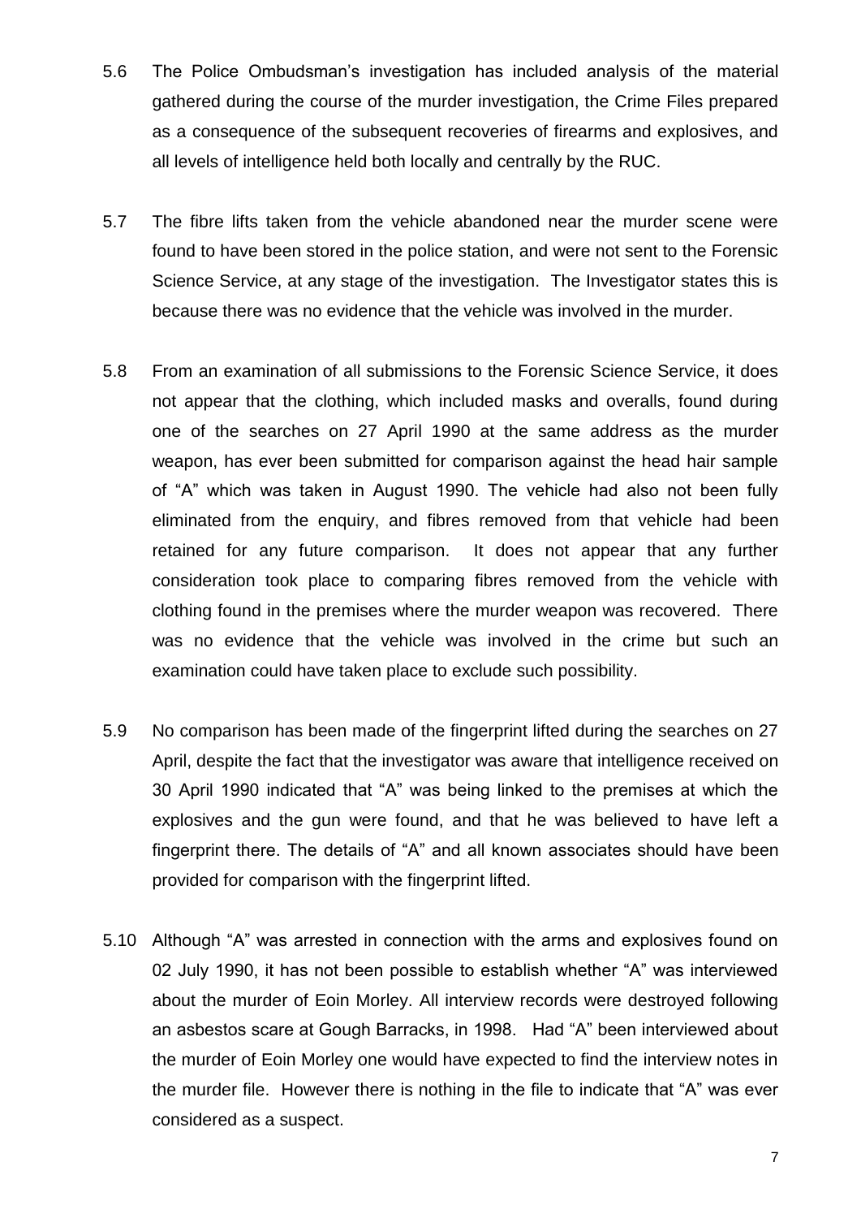5.6 The Police Ombudsman's investigation has included analysis of the material gathered during the course of the murder investigation, the Crime Files prepared as a consequence of the subsequent recoveries of firearms and explosives, and all levels of intelligence held both locally and centrally by the RUC.

5.7 The fibre lifts taken from the vehicle abandoned near the murder scene were found to have been stored in the police station, and were not sent to the Forensic Science Service, at any stage of the investigation. The Investigator states this is because there was no evidence that the vehicle was involved in the murder.

5.8 From an examination of all submissions to the Forensic Science Service, it does not appear that the clothing, which included masks and overalls, found during one of the searches on 27 April 1990 at the same address as the murder weapon, has ever been submitted for comparison against the head hair sample of "A" which was taken in August 1990. The vehicle had also not been fully eliminated from the enquiry, and fibres removed from that vehicle had been retained for any future comparison. It does not appear that any further consideration took place to comparing fibres removed from the vehicle with clothing found in the premises where the murder weapon was recovered. There was no evidence that the vehicle was involved in the crime but such an examination could have taken place to exclude such possibility.

5.9 No comparison has been made of the fingerprint lifted during the searches on 27 April, despite the fact that the investigator was aware that intelligence received on 30 April 1990 indicated that "A" was being linked to the premises at which the explosives and the gun were found, and that he was believed to have left a fingerprint there. The details of "A" and all known associates should have been provided for comparison with the fingerprint lifted.

5.10 Although "A" was arrested in connection with the arms and explosives found on 02 July 1990, it has not been possible to establish whether "A" was interviewed about the murder of Eoin Morley. All interview records were destroyed following an asbestos scare at Gough Barracks, in 1998. Had "A" been interviewed about the murder of Eoin Morley one would have expected to find the interview notes in the murder file. However there is nothing in the file to indicate that "A" was ever considered as a suspect.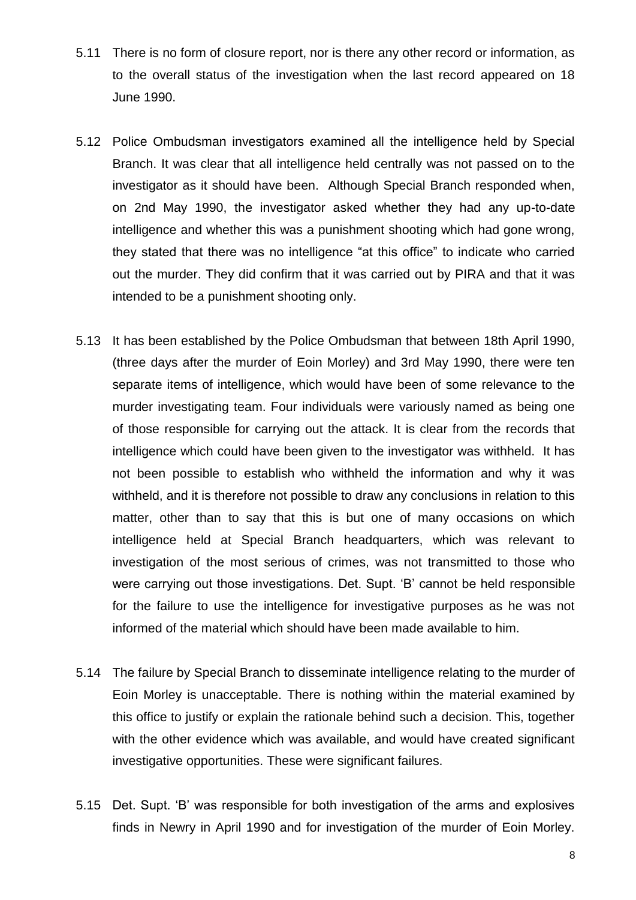5.11 There is no form of closure report, nor is there any other record or information, as to the overall status of the investigation when the last record appeared on 18 June 1990.

5.12 Police Ombudsman investigators examined all the intelligence held by Special Branch. It was clear that all intelligence held centrally was not passed on to the investigator as it should have been. Although Special Branch responded when, on 2nd May 1990, the investigator asked whether they had any up-to-date intelligence and whether this was a punishment shooting which had gone wrong, they stated that there was no intelligence "at this office" to indicate who carried out the murder. They did confirm that it was carried out by PIRA and that it was intended to be a punishment shooting only.

5.13 It has been established by the Police Ombudsman that between 18th April 1990, (three days after the murder of Eoin Morley) and 3rd May 1990, there were ten separate items of intelligence, which would have been of some relevance to the murder investigating team. Four individuals were variously named as being one of those responsible for carrying out the attack. It is clear from the records that intelligence which could have been given to the investigator was withheld. It has not been possible to establish who withheld the information and why it was withheld, and it is therefore not possible to draw any conclusions in relation to this matter, other than to say that this is but one of many occasions on which intelligence held at Special Branch headquarters, which was relevant to investigation of the most serious of crimes, was not transmitted to those who were carrying out those investigations. Det. Supt. 'B' cannot be held responsible for the failure to use the intelligence for investigative purposes as he was not informed of the material which should have been made available to him.

5.14 The failure by Special Branch to disseminate intelligence relating to the murder of Eoin Morley is unacceptable. There is nothing within the material examined by this office to justify or explain the rationale behind such a decision. This, together with the other evidence which was available, and would have created significant investigative opportunities. These were significant failures.

5.15 Det. Supt. 'B' was responsible for both investigation of the arms and explosives finds in Newry in April 1990 and for investigation of the murder of Eoin Morley.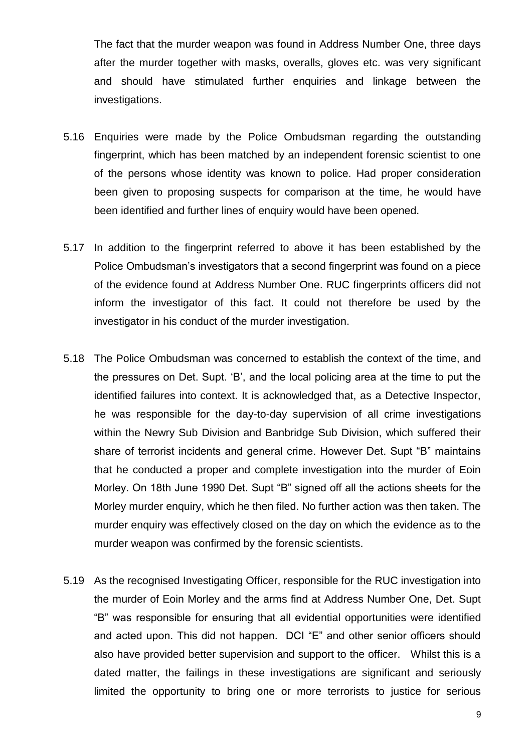The fact that the murder weapon was found in Address Number One, three days after the murder together with masks, overalls, gloves etc. was very significant and should have stimulated further enquiries and linkage between the investigations.

5.16 Enquiries were made by the Police Ombudsman regarding the outstanding fingerprint, which has been matched by an independent forensic scientist to one of the persons whose identity was known to police. Had proper consideration been given to proposing suspects for comparison at the time, he would have been identified and further lines of enquiry would have been opened.

5.17 In addition to the fingerprint referred to above it has been established by the Police Ombudsman's investigators that a second fingerprint was found on a piece of the evidence found at Address Number One. RUC fingerprints officers did not inform the investigator of this fact. It could not therefore be used by the investigator in his conduct of the murder investigation.

5.18 The Police Ombudsman was concerned to establish the context of the time, and the pressures on Det. Supt. 'B', and the local policing area at the time to put the identified failures into context. It is acknowledged that, as a Detective Inspector, he was responsible for the day-to-day supervision of all crime investigations within the Newry Sub Division and Banbridge Sub Division, which suffered their share of terrorist incidents and general crime. However Det. Supt "B" maintains that he conducted a proper and complete investigation into the murder of Eoin Morley. On 18th June 1990 Det. Supt "B" signed off all the actions sheets for the Morley murder enquiry, which he then filed. No further action was then taken. The murder enquiry was effectively closed on the day on which the evidence as to the murder weapon was confirmed by the forensic scientists.

5.19 As the recognised Investigating Officer, responsible for the RUC investigation into the murder of Eoin Morley and the arms find at Address Number One, Det. Supt "B" was responsible for ensuring that all evidential opportunities were identified and acted upon. This did not happen. DCI "E" and other senior officers should also have provided better supervision and support to the officer. Whilst this is a dated matter, the failings in these investigations are significant and seriously limited the opportunity to bring one or more terrorists to justice for serious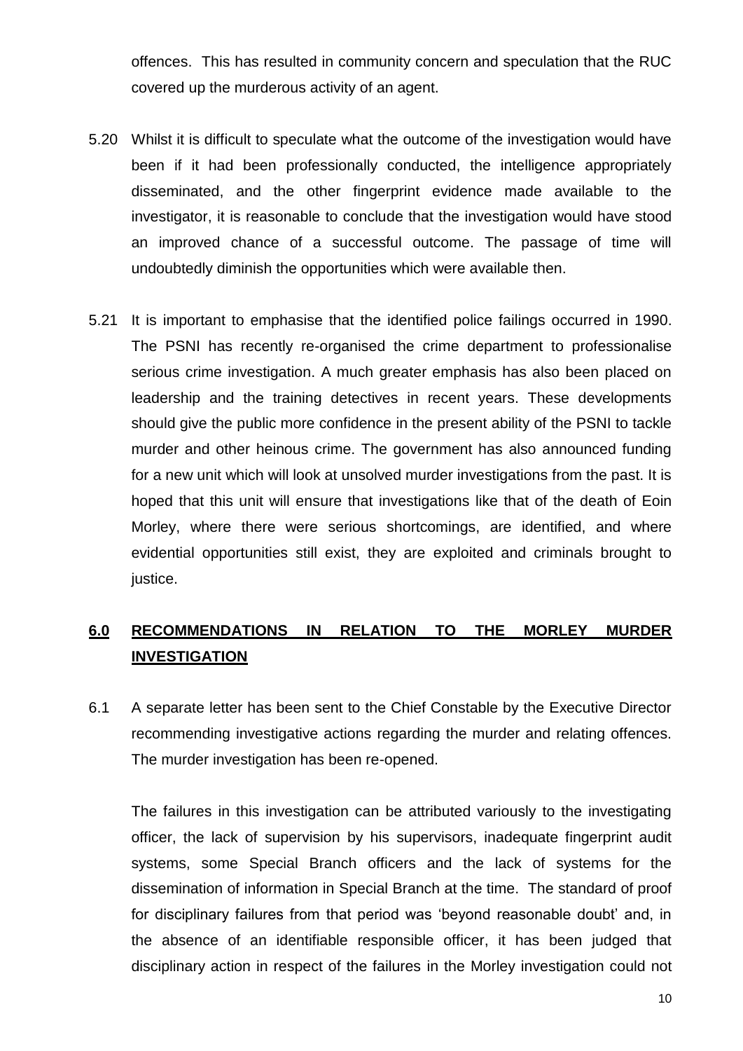offences. This has resulted in community concern and speculation that the RUC covered up the murderous activity of an agent.

5.20 Whilst it is difficult to speculate what the outcome of the investigation would have been if it had been professionally conducted, the intelligence appropriately disseminated, and the other fingerprint evidence made available to the investigator, it is reasonable to conclude that the investigation would have stood an improved chance of a successful outcome. The passage of time will undoubtedly diminish the opportunities which were available then.

5.21 It is important to emphasise that the identified police failings occurred in 1990. The PSNI has recently re-organised the crime department to professionalise serious crime investigation. A much greater emphasis has also been placed on leadership and the training detectives in recent years. These developments should give the public more confidence in the present ability of the PSNI to tackle murder and other heinous crime. The government has also announced funding for a new unit which will look at unsolved murder investigations from the past. It is hoped that this unit will ensure that investigations like that of the death of Eoin Morley, where there were serious shortcomings, are identified, and where evidential opportunities still exist, they are exploited and criminals brought to justice.

## 6.0 RECOMMENDATIONS IN RELATION TO THE MORLEY MURDER INVESTIGATION

6.1 A separate letter has been sent to the Chief Constable by the Executive Director recommending investigative actions regarding the murder and relating offences. The murder investigation has been re-opened.

The failures in this investigation can be attributed variously to the investigating officer, the lack of supervision by his supervisors, inadequate fingerprint audit systems, some Special Branch officers and the lack of systems for the dissemination of information in Special Branch at the time. The standard of proof for disciplinary failures from that period was 'beyond reasonable doubt' and, in the absence of an identifiable responsible officer, it has been judged that disciplinary action in respect of the failures in the Morley investigation could not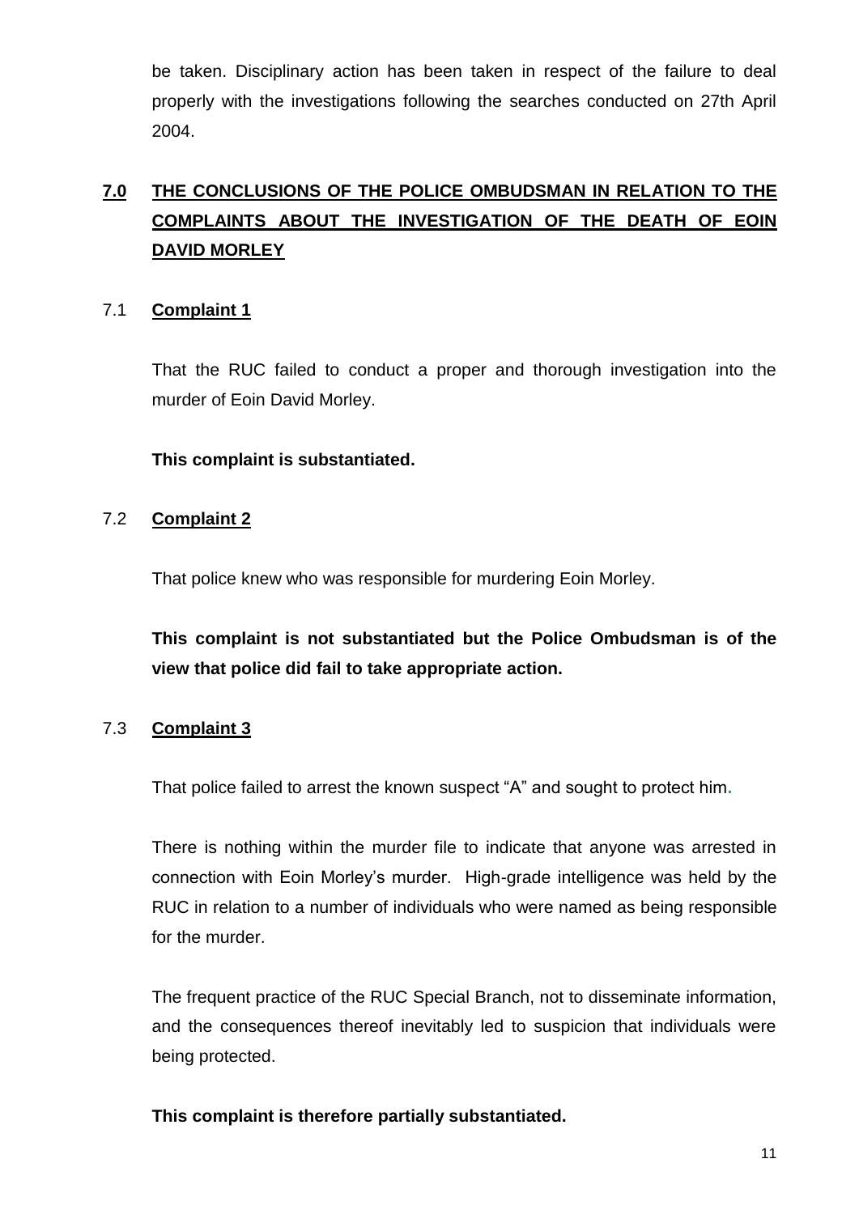be taken. Disciplinary action has been taken in respect of the failure to deal properly with the investigations following the searches conducted on 27th April 2004.

## 7.0 THE CONCLUSIONS OF THE POLICE OMBUDSMAN IN RELATION TO THE COMPLAINTS ABOUT THE INVESTIGATION OF THE DEATH OF EOIN DAVID MORLEY

### 7.1 Complaint 1

That the RUC failed to conduct a proper and thorough investigation into the murder of Eoin David Morley.

**This complaint is substantiated.**

### 7.2 Complaint 2

That police knew who was responsible for murdering Eoin Morley.

**This complaint is not substantiated but the Police Ombudsman is of the view that police did fail to take appropriate action.**

### 7.3 Complaint 3

That police failed to arrest the known suspect "A" and sought to protect him.

There is nothing within the murder file to indicate that anyone was arrested in connection with Eoin Morley's murder. High-grade intelligence was held by the RUC in relation to a number of individuals who were named as being responsible for the murder.

The frequent practice of the RUC Special Branch, not to disseminate information, and the consequences thereof inevitably led to suspicion that individuals were being protected.

**This complaint is therefore partially substantiated.**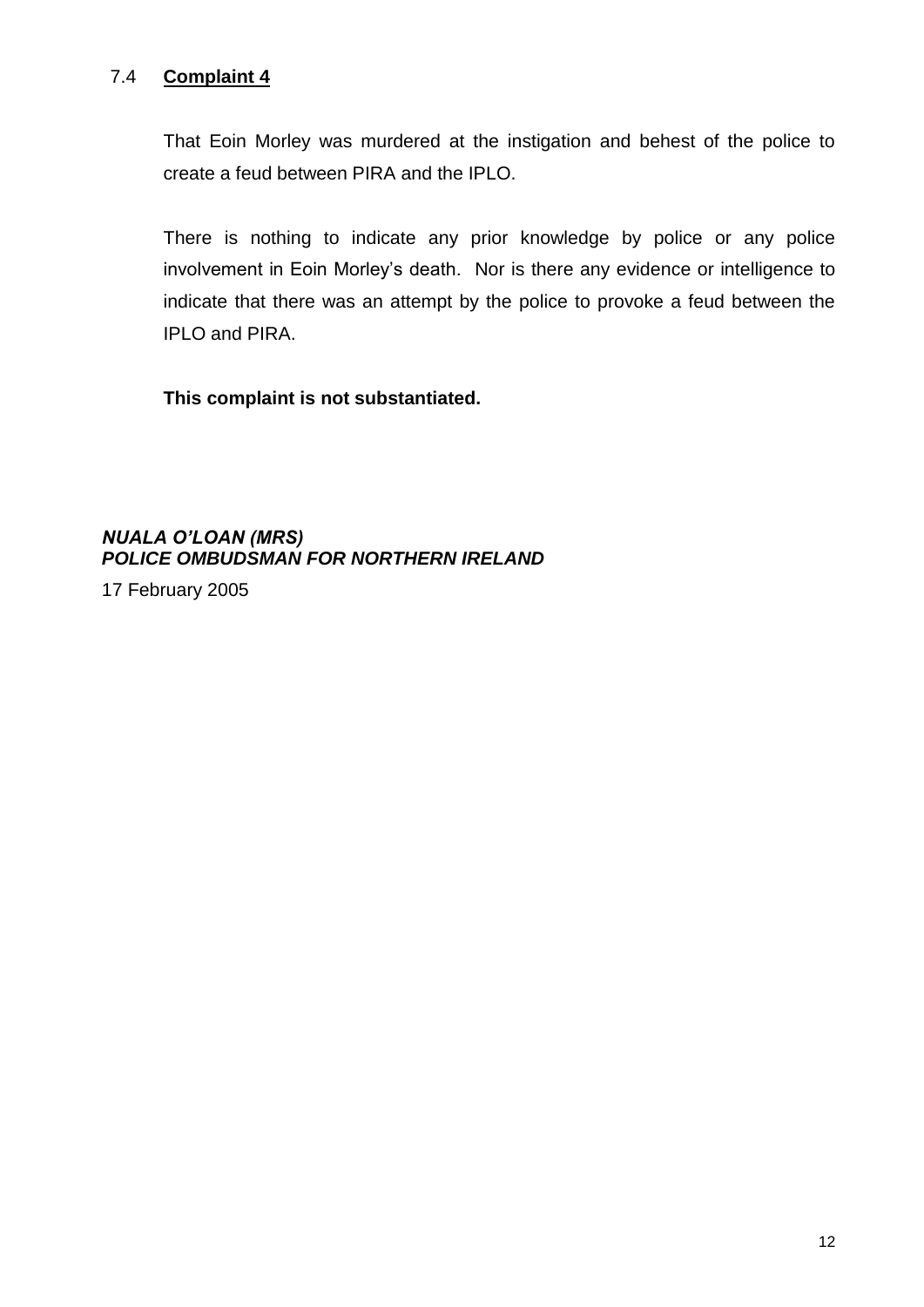### 7.4 **Complaint 4**

That Eoin Morley was murdered at the instigation and behest of the police to create a feud between PIRA and the IPLO.

There is nothing to indicate any prior knowledge by police or any police involvement in Eoin Morley's death. Nor is there any evidence or intelligence to indicate that there was an attempt by the police to provoke a feud between the IPLO and PIRA.

**This complaint is not substantiated.**

***NUALA O'LOAN (MRS)***
***POLICE OMBUDSMAN FOR NORTHERN IRELAND***

17 February 2005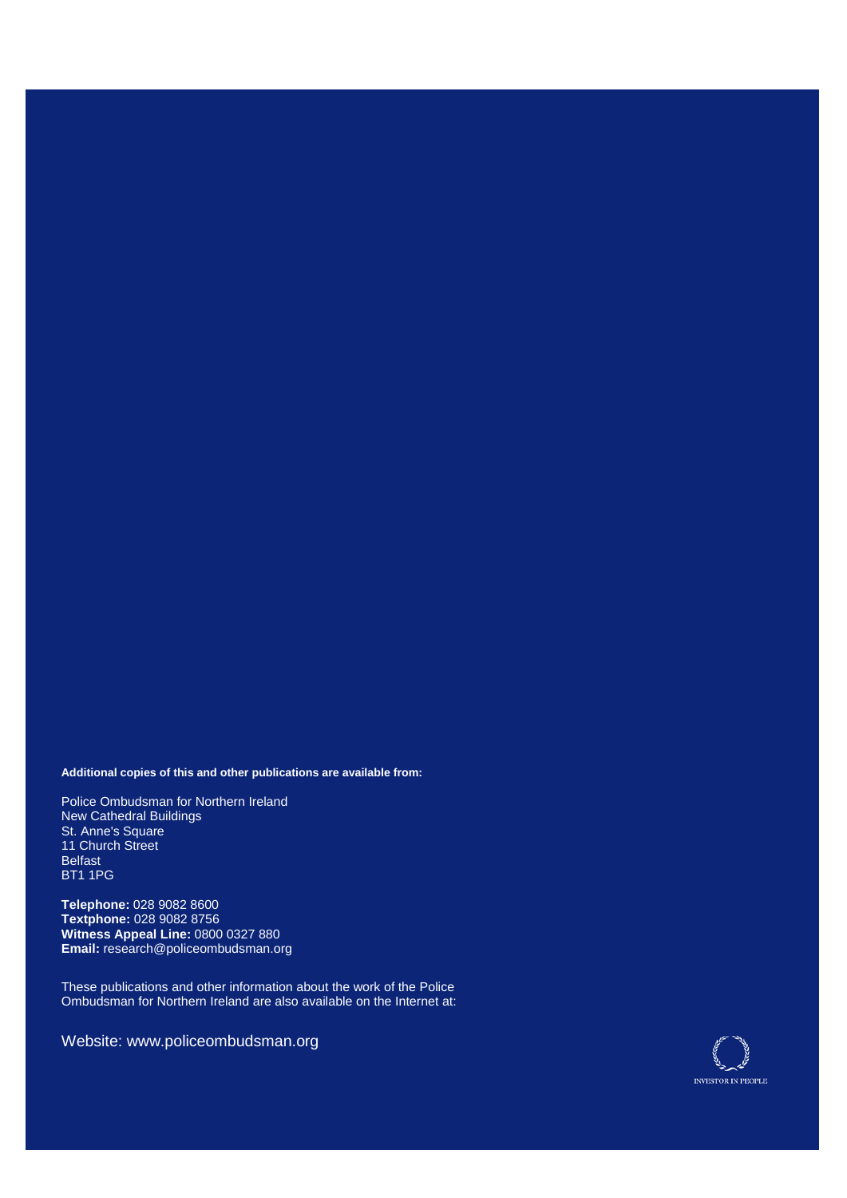**Additional copies of this and other publications are available from:**

Police Ombudsman for Northern Ireland
New Cathedral Buildings
St. Anne's Square
11 Church Street
Belfast
BT1 1PG

**Telephone:** 028 9082 8600
**Textphone:** 028 9082 8756
**Witness Appeal Line:** 0800 0327 880
**Email:** research@policeombudsman.org

These publications and other information about the work of the Police Ombudsman for Northern Ireland are also available on the Internet at:

Website: www.policeombudsman.org

INVESTOR IN PEOPLE